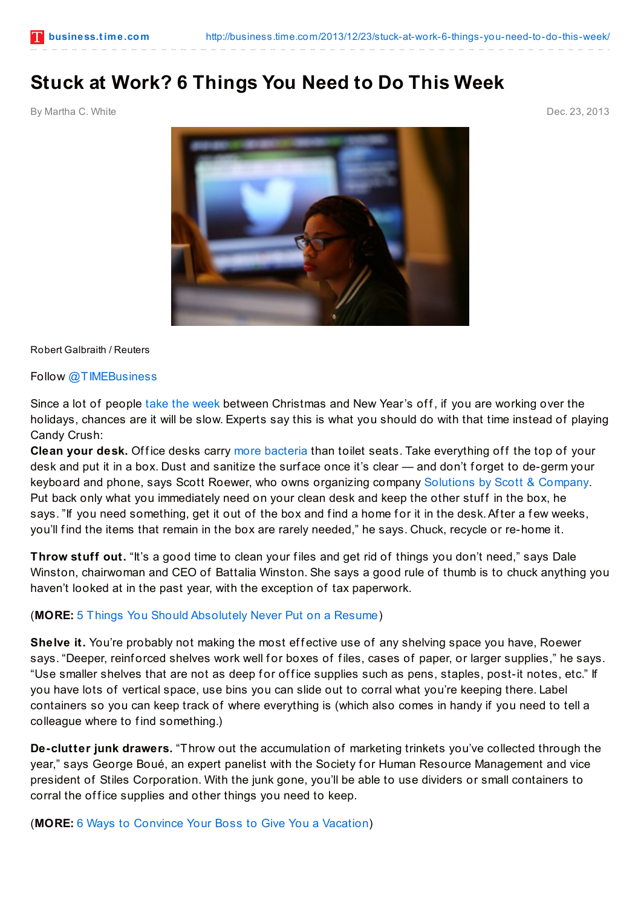# Stuck at Work? 6 Things You Need to Do This Week

By Martha C. White

Dec. 23, 2013

Robert Galbraith / Reuters

Follow @TIMEBusiness

Since a lot of people take the week between Christmas and New Year's off, if you are working over the holidays, chances are it will be slow. Experts say this is what you should do with that time instead of playing Candy Crush:

**Clean your desk.** Office desks carry more bacteria than toilet seats. Take everything off the top of your desk and put it in a box. Dust and sanitize the surface once it's clear — and don't forget to de-germ your keyboard and phone, says Scott Roewer, who owns organizing company Solutions by Scott & Company. Put back only what you immediately need on your clean desk and keep the other stuff in the box, he says. "If you need something, get it out of the box and find a home for it in the desk. After a few weeks, you'll find the items that remain in the box are rarely needed," he says. Chuck, recycle or re-home it.

**Throw stuff out.** "It's a good time to clean your files and get rid of things you don't need," says Dale Winston, chairwoman and CEO of Battalia Winston. She says a good rule of thumb is to chuck anything you haven't looked at in the past year, with the exception of tax paperwork.

(**MORE:** 5 Things You Should Absolutely Never Put on a Resume)

**Shelve it.** You're probably not making the most effective use of any shelving space you have, Roewer says. "Deeper, reinforced shelves work well for boxes of files, cases of paper, or larger supplies," he says. "Use smaller shelves that are not as deep for office supplies such as pens, staples, post-it notes, etc." If you have lots of vertical space, use bins you can slide out to corral what you're keeping there. Label containers so you can keep track of where everything is (which also comes in handy if you need to tell a colleague where to find something.)

**De-clutter junk drawers.** "Throw out the accumulation of marketing trinkets you've collected through the year," says George Boué, an expert panelist with the Society for Human Resource Management and vice president of Stiles Corporation. With the junk gone, you'll be able to use dividers or small containers to corral the office supplies and other things you need to keep.

(**MORE:** 6 Ways to Convince Your Boss to Give You a Vacation)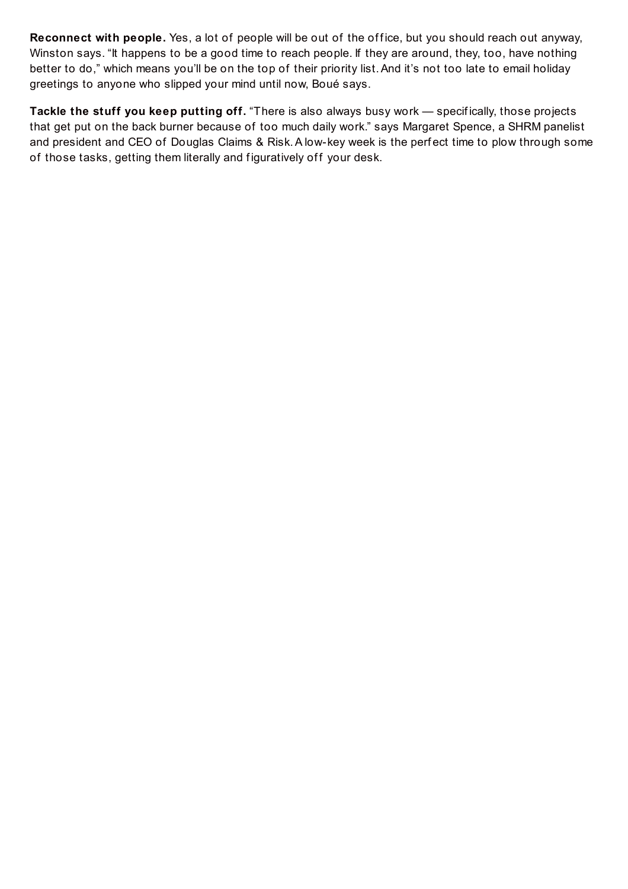**Reconnect with people.** Yes, a lot of people will be out of the office, but you should reach out anyway, Winston says. "It happens to be a good time to reach people. If they are around, they, too, have nothing better to do," which means you'll be on the top of their priority list. And it's not too late to email holiday greetings to anyone who slipped your mind until now, Boué says.

**Tackle the stuff you keep putting off.** "There is also always busy work — specifically, those projects that get put on the back burner because of too much daily work." says Margaret Spence, a SHRM panelist and president and CEO of Douglas Claims & Risk. A low-key week is the perfect time to plow through some of those tasks, getting them literally and figuratively off your desk.